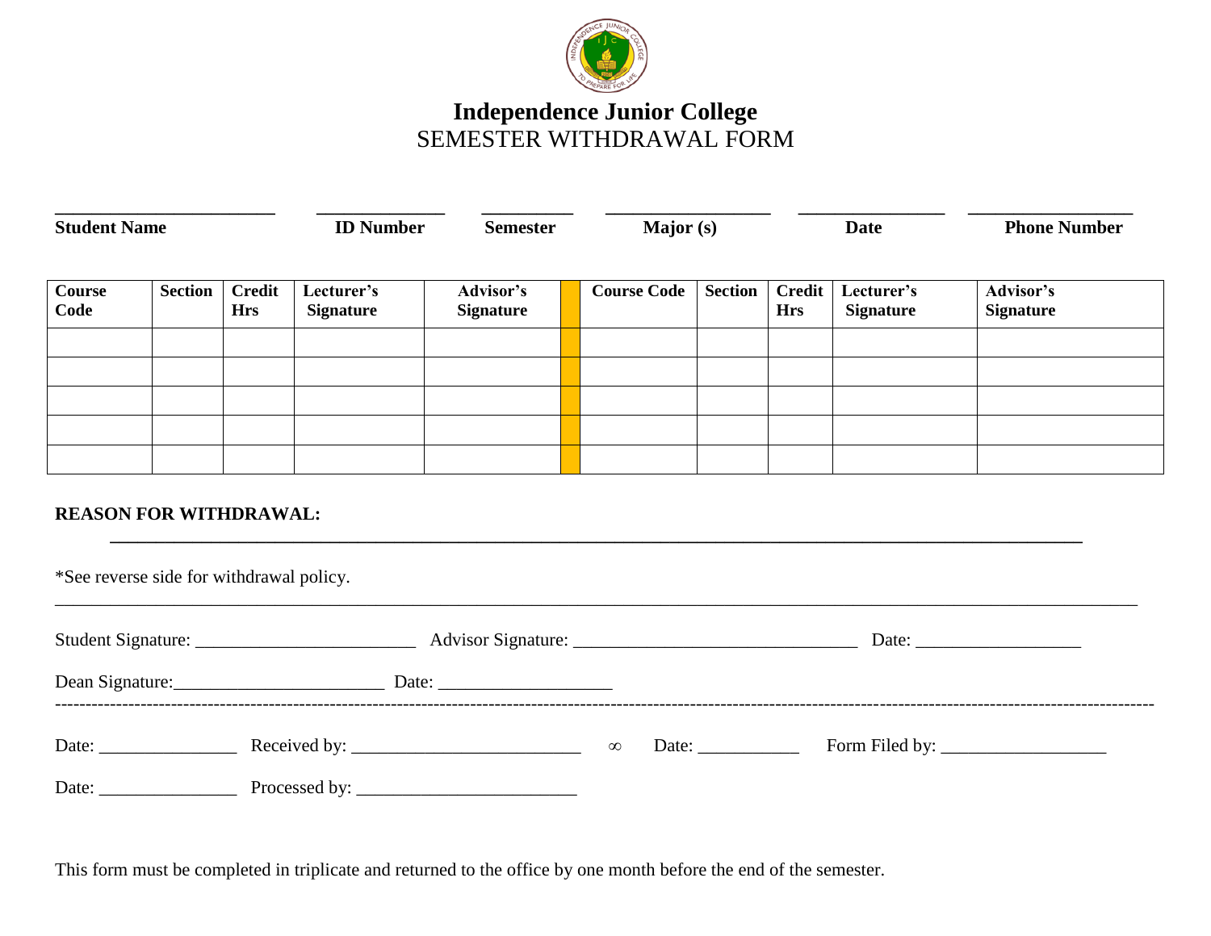# Independence Junior College

## SEMESTER WITHDRAWAL FORM

| Student Name | ID Number | Semester | Major (s) | Date | Phone Number |
|---|---|---|---|---|---|
| | | | | | |

| Course Code | Section | Credit Hrs | Lecturer's Signature | Advisor's Signature | | Course Code | Section | Credit Hrs | Lecturer's Signature | Advisor's Signature |
|---|---|---|---|---|---|---|---|---|---|---|
| | | | | | | | | | | |
| | | | | | | | | | | |
| | | | | | | | | | | |
| | | | | | | | | | | |
| | | | | | | | | | | |

**REASON FOR WITHDRAWAL:**

______________________________________________________________________________________

*See reverse side for withdrawal policy.

______________________________________________________________________________________

Student Signature: ________________________ Advisor Signature: _______________________________ Date: __________________

Dean Signature:_______________________ Date: ___________________

---

Date: _______________ Received by: _________________________ ∞ Date: ___________ Form Filed by: __________________

Date: _______________ Processed by: ________________________

This form must be completed in triplicate and returned to the office by one month before the end of the semester.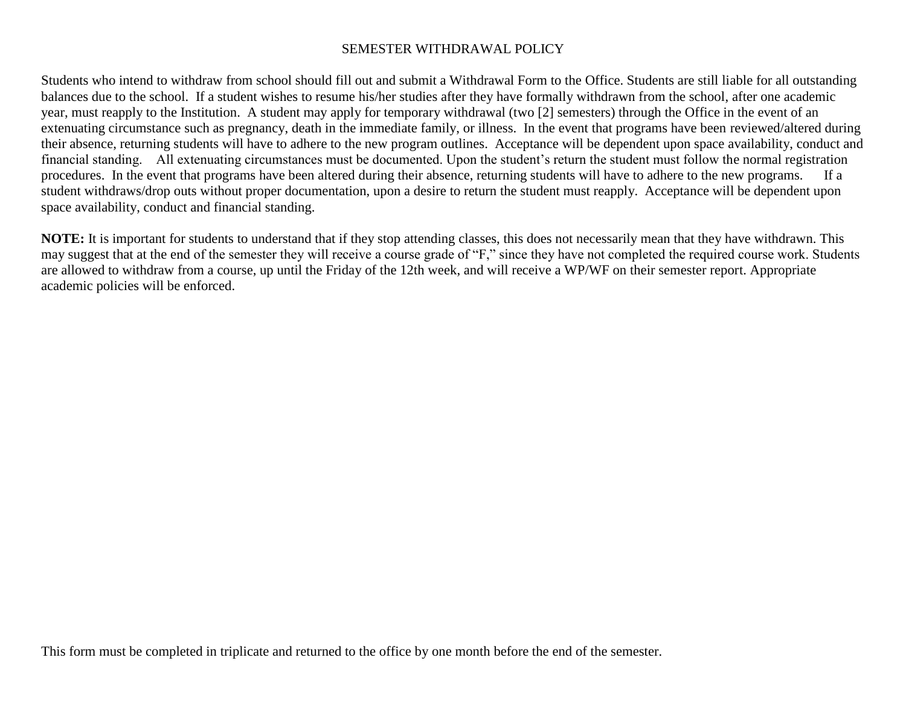# SEMESTER WITHDRAWAL POLICY

Students who intend to withdraw from school should fill out and submit a Withdrawal Form to the Office. Students are still liable for all outstanding balances due to the school. If a student wishes to resume his/her studies after they have formally withdrawn from the school, after one academic year, must reapply to the Institution. A student may apply for temporary withdrawal (two [2] semesters) through the Office in the event of an extenuating circumstance such as pregnancy, death in the immediate family, or illness. In the event that programs have been reviewed/altered during their absence, returning students will have to adhere to the new program outlines. Acceptance will be dependent upon space availability, conduct and financial standing. All extenuating circumstances must be documented. Upon the student's return the student must follow the normal registration procedures. In the event that programs have been altered during their absence, returning students will have to adhere to the new programs. If a student withdraws/drop outs without proper documentation, upon a desire to return the student must reapply. Acceptance will be dependent upon space availability, conduct and financial standing.

**NOTE:** It is important for students to understand that if they stop attending classes, this does not necessarily mean that they have withdrawn. This may suggest that at the end of the semester they will receive a course grade of "F," since they have not completed the required course work. Students are allowed to withdraw from a course, up until the Friday of the 12th week, and will receive a WP/WF on their semester report. Appropriate academic policies will be enforced.

This form must be completed in triplicate and returned to the office by one month before the end of the semester.